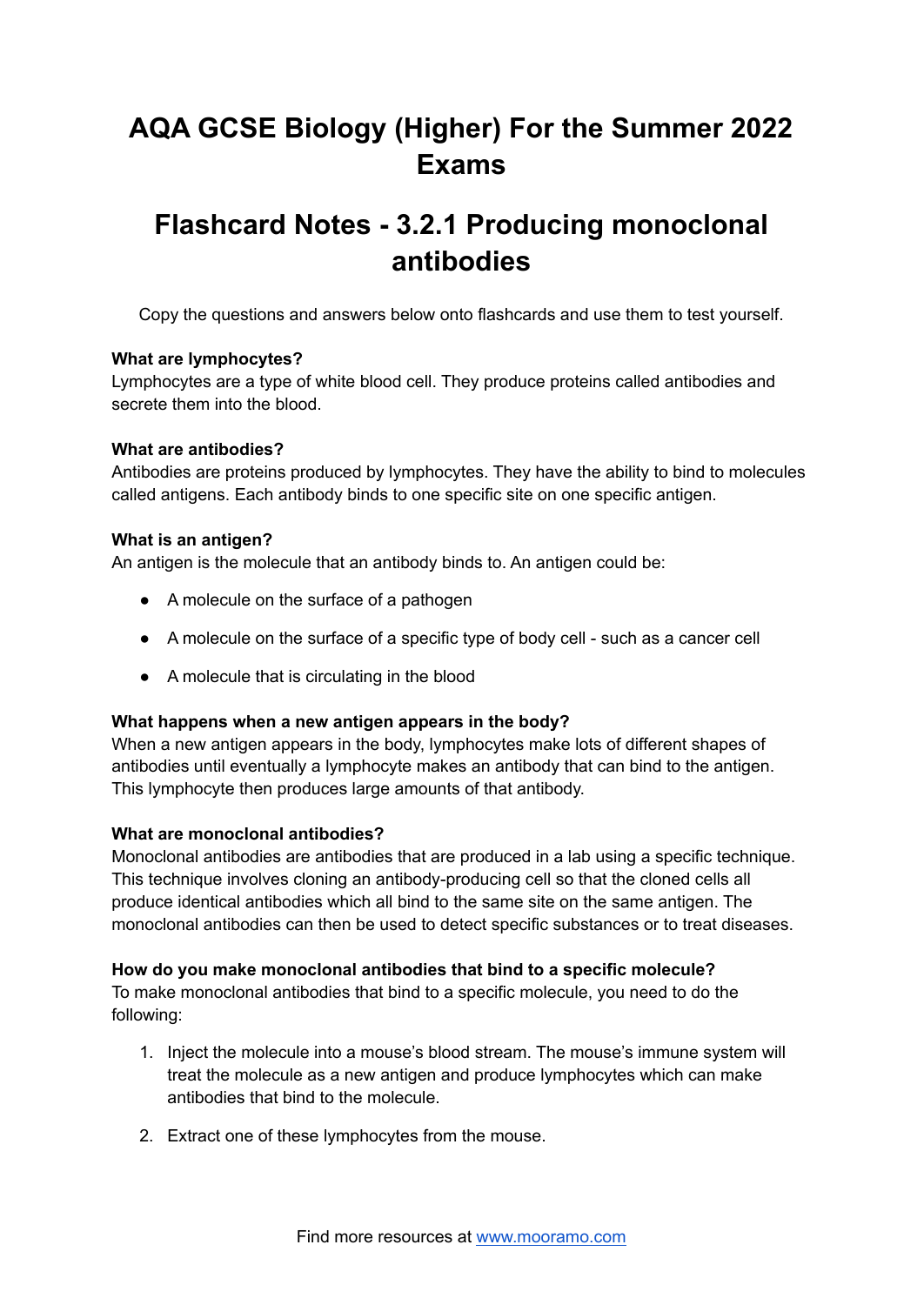# AQA GCSE Biology (Higher) For the Summer 2022 Exams

# Flashcard Notes - 3.2.1 Producing monoclonal antibodies

Copy the questions and answers below onto flashcards and use them to test yourself.

**What are lymphocytes?**
Lymphocytes are a type of white blood cell. They produce proteins called antibodies and secrete them into the blood.

**What are antibodies?**
Antibodies are proteins produced by lymphocytes. They have the ability to bind to molecules called antigens. Each antibody binds to one specific site on one specific antigen.

**What is an antigen?**
An antigen is the molecule that an antibody binds to. An antigen could be:

- A molecule on the surface of a pathogen
- A molecule on the surface of a specific type of body cell - such as a cancer cell
- A molecule that is circulating in the blood

**What happens when a new antigen appears in the body?**
When a new antigen appears in the body, lymphocytes make lots of different shapes of antibodies until eventually a lymphocyte makes an antibody that can bind to the antigen. This lymphocyte then produces large amounts of that antibody.

**What are monoclonal antibodies?**
Monoclonal antibodies are antibodies that are produced in a lab using a specific technique. This technique involves cloning an antibody-producing cell so that the cloned cells all produce identical antibodies which all bind to the same site on the same antigen. The monoclonal antibodies can then be used to detect specific substances or to treat diseases.

**How do you make monoclonal antibodies that bind to a specific molecule?**
To make monoclonal antibodies that bind to a specific molecule, you need to do the following:

1. Inject the molecule into a mouse's blood stream. The mouse's immune system will treat the molecule as a new antigen and produce lymphocytes which can make antibodies that bind to the molecule.
2. Extract one of these lymphocytes from the mouse.

Find more resources at www.mooramo.com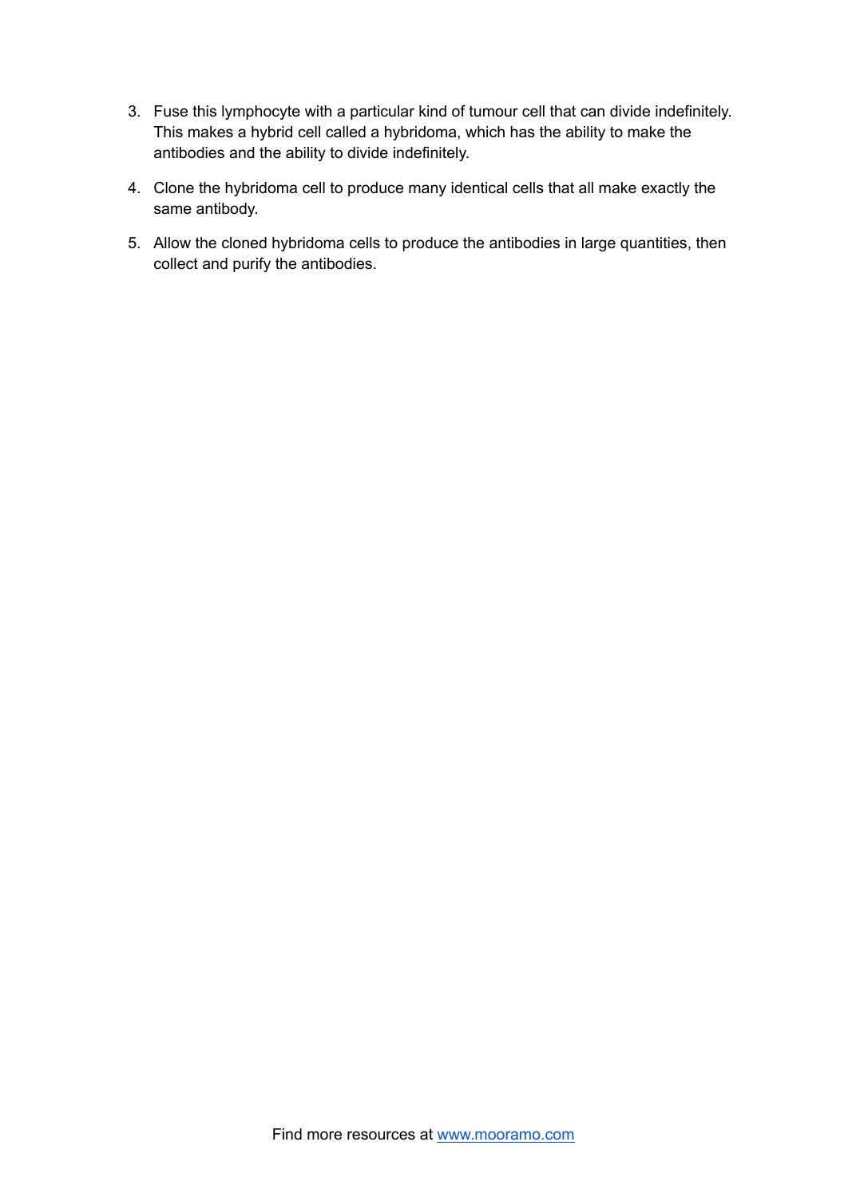3. Fuse this lymphocyte with a particular kind of tumour cell that can divide indefinitely. This makes a hybrid cell called a hybridoma, which has the ability to make the antibodies and the ability to divide indefinitely.
4. Clone the hybridoma cell to produce many identical cells that all make exactly the same antibody.
5. Allow the cloned hybridoma cells to produce the antibodies in large quantities, then collect and purify the antibodies.

Find more resources at www.mooramo.com